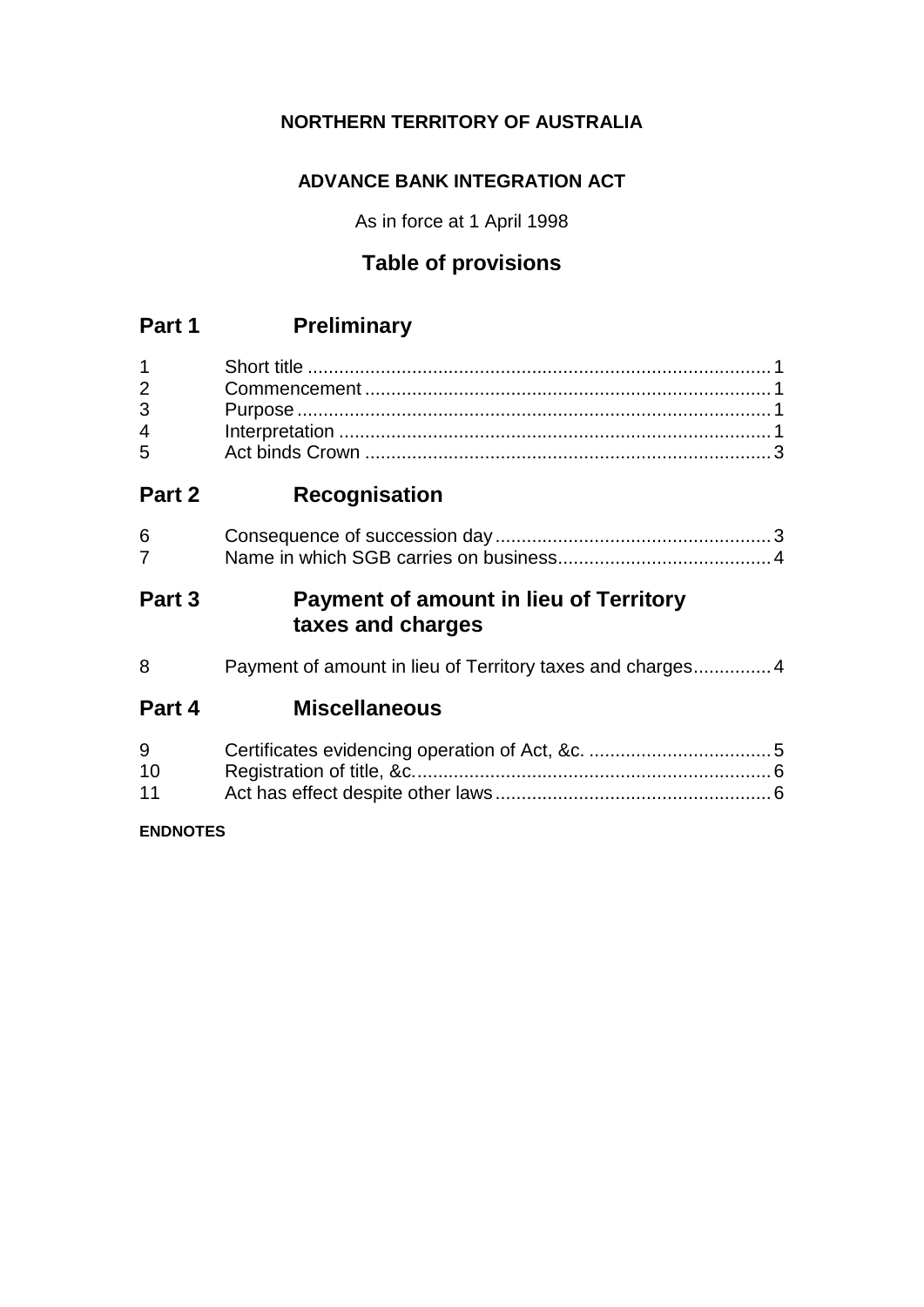**NORTHERN TERRITORY OF AUSTRALIA**

**ADVANCE BANK INTEGRATION ACT**

As in force at 1 April 1998

## Table of provisions

## Part 1 Preliminary

| | | |
|---|---|---|
| 1 | Short title | 1 |
| 2 | Commencement | 1 |
| 3 | Purpose | 1 |
| 4 | Interpretation | 1 |
| 5 | Act binds Crown | 3 |

## Part 2 Recognisation

| | | |
|---|---|---|
| 6 | Consequence of succession day | 3 |
| 7 | Name in which SGB carries on business | 4 |

## Part 3 Payment of amount in lieu of Territory taxes and charges

| | | |
|---|---|---|
| 8 | Payment of amount in lieu of Territory taxes and charges | 4 |

## Part 4 Miscellaneous

| | | |
|---|---|---|
| 9 | Certificates evidencing operation of Act, &c. | 5 |
| 10 | Registration of title, &c. | 6 |
| 11 | Act has effect despite other laws | 6 |

**ENDNOTES**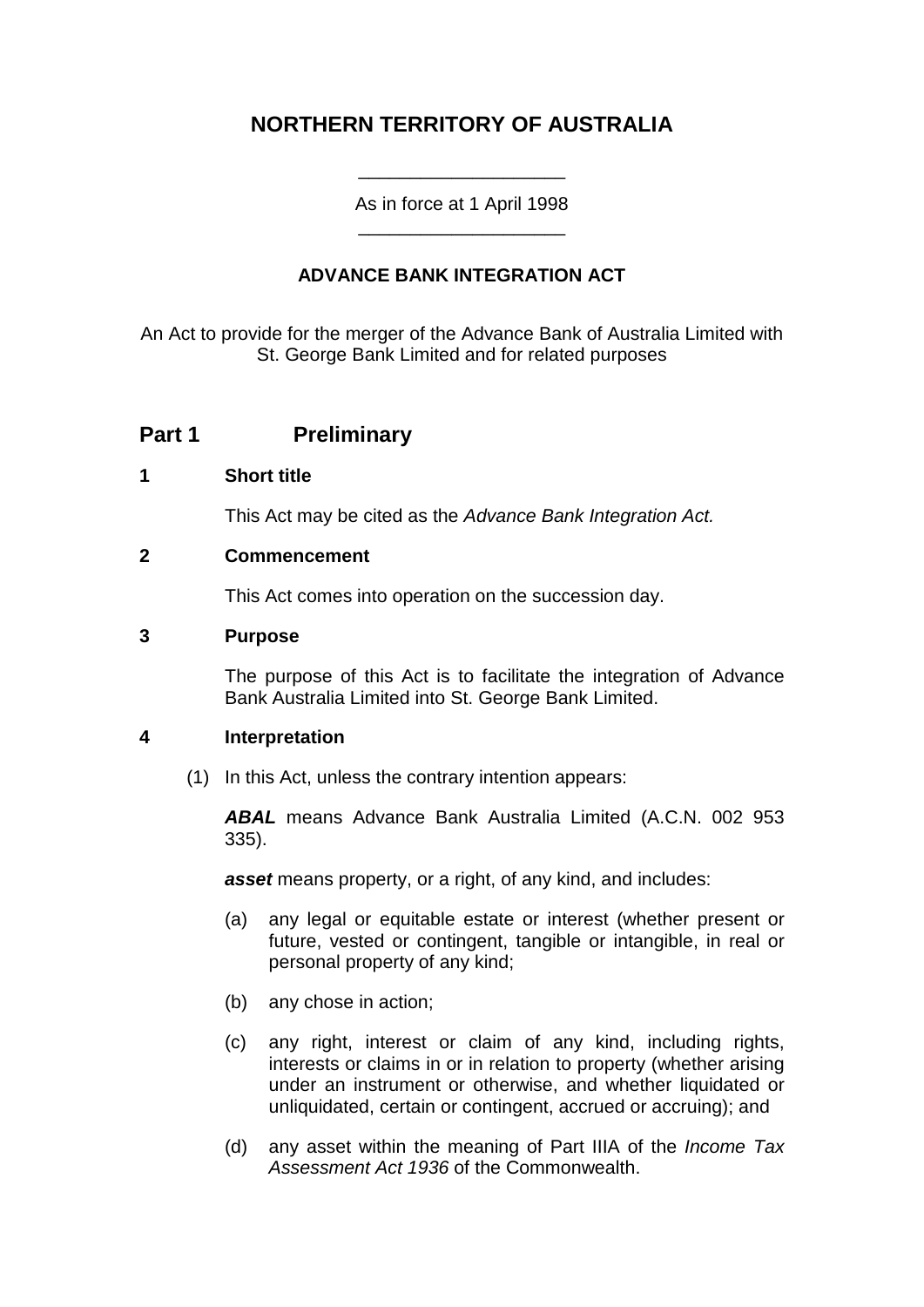# NORTHERN TERRITORY OF AUSTRALIA

As in force at 1 April 1998

## ADVANCE BANK INTEGRATION ACT

An Act to provide for the merger of the Advance Bank of Australia Limited with St. George Bank Limited and for related purposes

## Part 1 Preliminary

### 1 Short title

This Act may be cited as the *Advance Bank Integration Act.*

### 2 Commencement

This Act comes into operation on the succession day.

### 3 Purpose

The purpose of this Act is to facilitate the integration of Advance Bank Australia Limited into St. George Bank Limited.

### 4 Interpretation

(1) In this Act, unless the contrary intention appears:

***ABAL*** means Advance Bank Australia Limited (A.C.N. 002 953 335).

***asset*** means property, or a right, of any kind, and includes:

(a) any legal or equitable estate or interest (whether present or future, vested or contingent, tangible or intangible, in real or personal property of any kind;

(b) any chose in action;

(c) any right, interest or claim of any kind, including rights, interests or claims in or in relation to property (whether arising under an instrument or otherwise, and whether liquidated or unliquidated, certain or contingent, accrued or accruing); and

(d) any asset within the meaning of Part IIIA of the *Income Tax Assessment Act 1936* of the Commonwealth.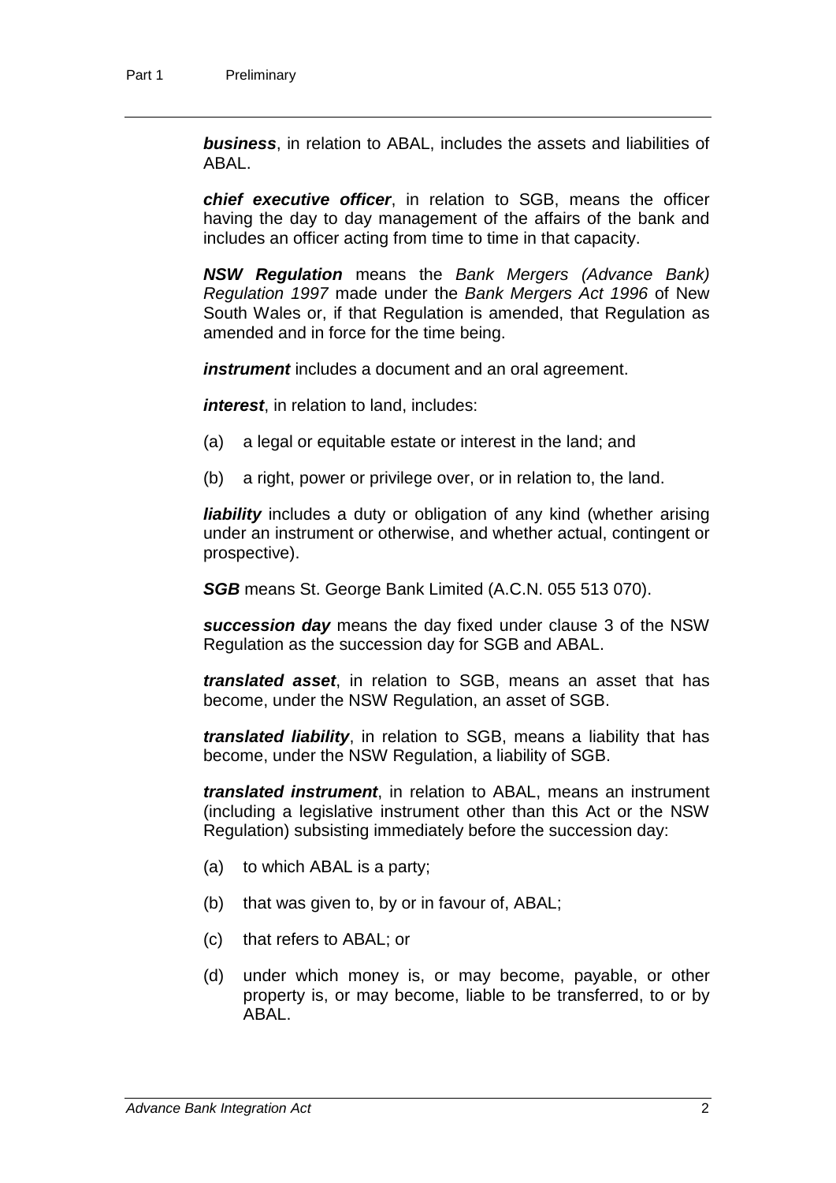***business***, in relation to ABAL, includes the assets and liabilities of ABAL.

***chief executive officer***, in relation to SGB, means the officer having the day to day management of the affairs of the bank and includes an officer acting from time to time in that capacity.

***NSW Regulation*** means the *Bank Mergers (Advance Bank) Regulation 1997* made under the *Bank Mergers Act 1996* of New South Wales or, if that Regulation is amended, that Regulation as amended and in force for the time being.

***instrument*** includes a document and an oral agreement.

***interest***, in relation to land, includes:

(a) a legal or equitable estate or interest in the land; and

(b) a right, power or privilege over, or in relation to, the land.

***liability*** includes a duty or obligation of any kind (whether arising under an instrument or otherwise, and whether actual, contingent or prospective).

***SGB*** means St. George Bank Limited (A.C.N. 055 513 070).

***succession day*** means the day fixed under clause 3 of the NSW Regulation as the succession day for SGB and ABAL.

***translated asset***, in relation to SGB, means an asset that has become, under the NSW Regulation, an asset of SGB.

***translated liability***, in relation to SGB, means a liability that has become, under the NSW Regulation, a liability of SGB.

***translated instrument***, in relation to ABAL, means an instrument (including a legislative instrument other than this Act or the NSW Regulation) subsisting immediately before the succession day:

(a) to which ABAL is a party;

(b) that was given to, by or in favour of, ABAL;

(c) that refers to ABAL; or

(d) under which money is, or may become, payable, or other property is, or may become, liable to be transferred, to or by ABAL.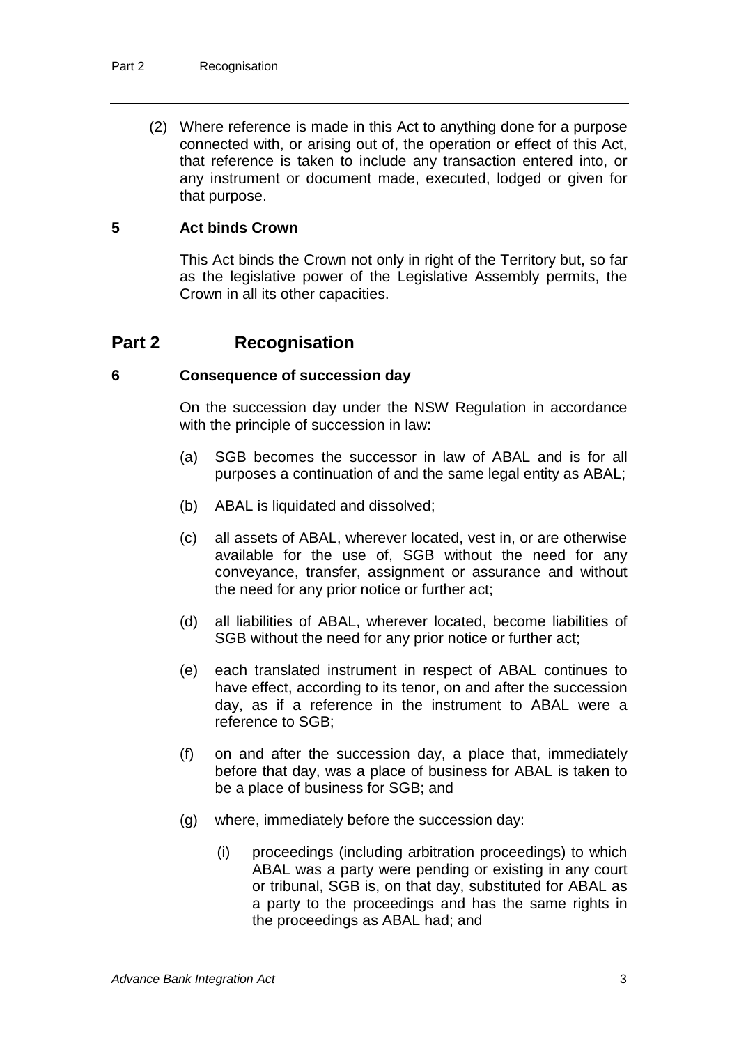(2) Where reference is made in this Act to anything done for a purpose connected with, or arising out of, the operation or effect of this Act, that reference is taken to include any transaction entered into, or any instrument or document made, executed, lodged or given for that purpose.

### 5 Act binds Crown

This Act binds the Crown not only in right of the Territory but, so far as the legislative power of the Legislative Assembly permits, the Crown in all its other capacities.

## Part 2 Recognisation

### 6 Consequence of succession day

On the succession day under the NSW Regulation in accordance with the principle of succession in law:

(a) SGB becomes the successor in law of ABAL and is for all purposes a continuation of and the same legal entity as ABAL;

(b) ABAL is liquidated and dissolved;

(c) all assets of ABAL, wherever located, vest in, or are otherwise available for the use of, SGB without the need for any conveyance, transfer, assignment or assurance and without the need for any prior notice or further act;

(d) all liabilities of ABAL, wherever located, become liabilities of SGB without the need for any prior notice or further act;

(e) each translated instrument in respect of ABAL continues to have effect, according to its tenor, on and after the succession day, as if a reference in the instrument to ABAL were a reference to SGB;

(f) on and after the succession day, a place that, immediately before that day, was a place of business for ABAL is taken to be a place of business for SGB; and

(g) where, immediately before the succession day:

(i) proceedings (including arbitration proceedings) to which ABAL was a party were pending or existing in any court or tribunal, SGB is, on that day, substituted for ABAL as a party to the proceedings and has the same rights in the proceedings as ABAL had; and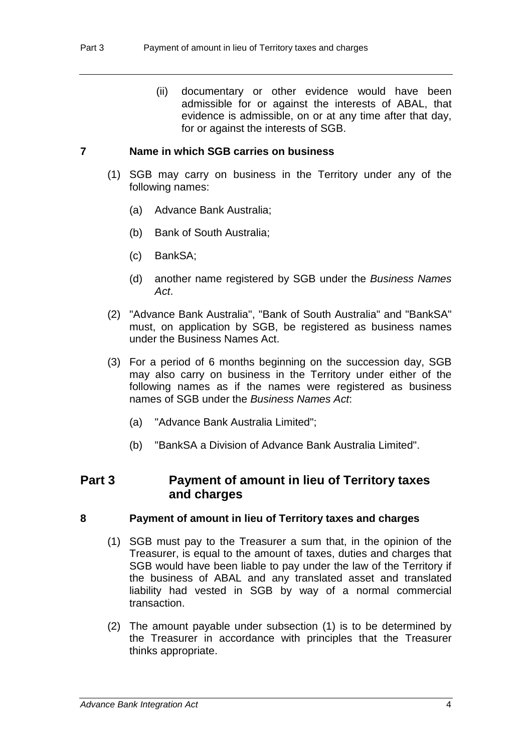(ii) documentary or other evidence would have been admissible for or against the interests of ABAL, that evidence is admissible, on or at any time after that day, for or against the interests of SGB.

### 7 Name in which SGB carries on business

(1) SGB may carry on business in the Territory under any of the following names:

(a) Advance Bank Australia;

(b) Bank of South Australia;

(c) BankSA;

(d) another name registered by SGB under the *Business Names Act*.

(2) "Advance Bank Australia", "Bank of South Australia" and "BankSA" must, on application by SGB, be registered as business names under the Business Names Act.

(3) For a period of 6 months beginning on the succession day, SGB may also carry on business in the Territory under either of the following names as if the names were registered as business names of SGB under the *Business Names Act*:

(a) "Advance Bank Australia Limited";

(b) "BankSA a Division of Advance Bank Australia Limited".

## Part 3 Payment of amount in lieu of Territory taxes and charges

### 8 Payment of amount in lieu of Territory taxes and charges

(1) SGB must pay to the Treasurer a sum that, in the opinion of the Treasurer, is equal to the amount of taxes, duties and charges that SGB would have been liable to pay under the law of the Territory if the business of ABAL and any translated asset and translated liability had vested in SGB by way of a normal commercial transaction.

(2) The amount payable under subsection (1) is to be determined by the Treasurer in accordance with principles that the Treasurer thinks appropriate.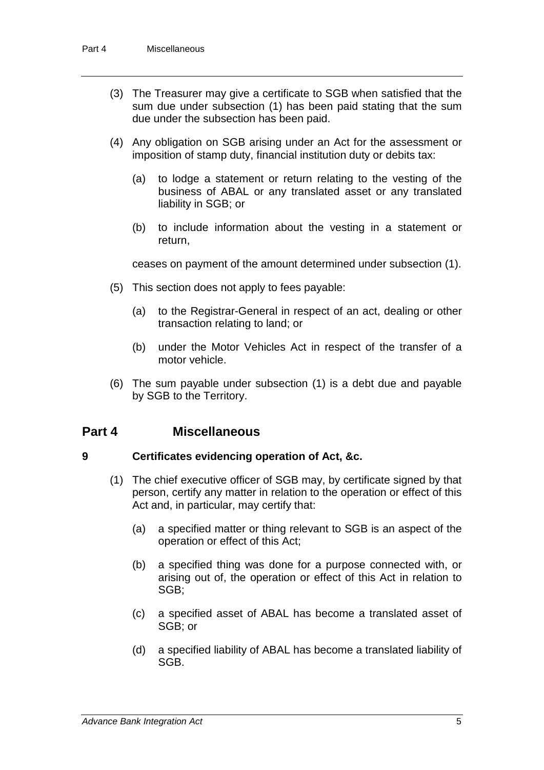(3) The Treasurer may give a certificate to SGB when satisfied that the sum due under subsection (1) has been paid stating that the sum due under the subsection has been paid.

(4) Any obligation on SGB arising under an Act for the assessment or imposition of stamp duty, financial institution duty or debits tax:

(a) to lodge a statement or return relating to the vesting of the business of ABAL or any translated asset or any translated liability in SGB; or

(b) to include information about the vesting in a statement or return,

ceases on payment of the amount determined under subsection (1).

(5) This section does not apply to fees payable:

(a) to the Registrar-General in respect of an act, dealing or other transaction relating to land; or

(b) under the Motor Vehicles Act in respect of the transfer of a motor vehicle.

(6) The sum payable under subsection (1) is a debt due and payable by SGB to the Territory.

## Part 4 Miscellaneous

### 9 Certificates evidencing operation of Act, &c.

(1) The chief executive officer of SGB may, by certificate signed by that person, certify any matter in relation to the operation or effect of this Act and, in particular, may certify that:

(a) a specified matter or thing relevant to SGB is an aspect of the operation or effect of this Act;

(b) a specified thing was done for a purpose connected with, or arising out of, the operation or effect of this Act in relation to SGB;

(c) a specified asset of ABAL has become a translated asset of SGB; or

(d) a specified liability of ABAL has become a translated liability of SGB.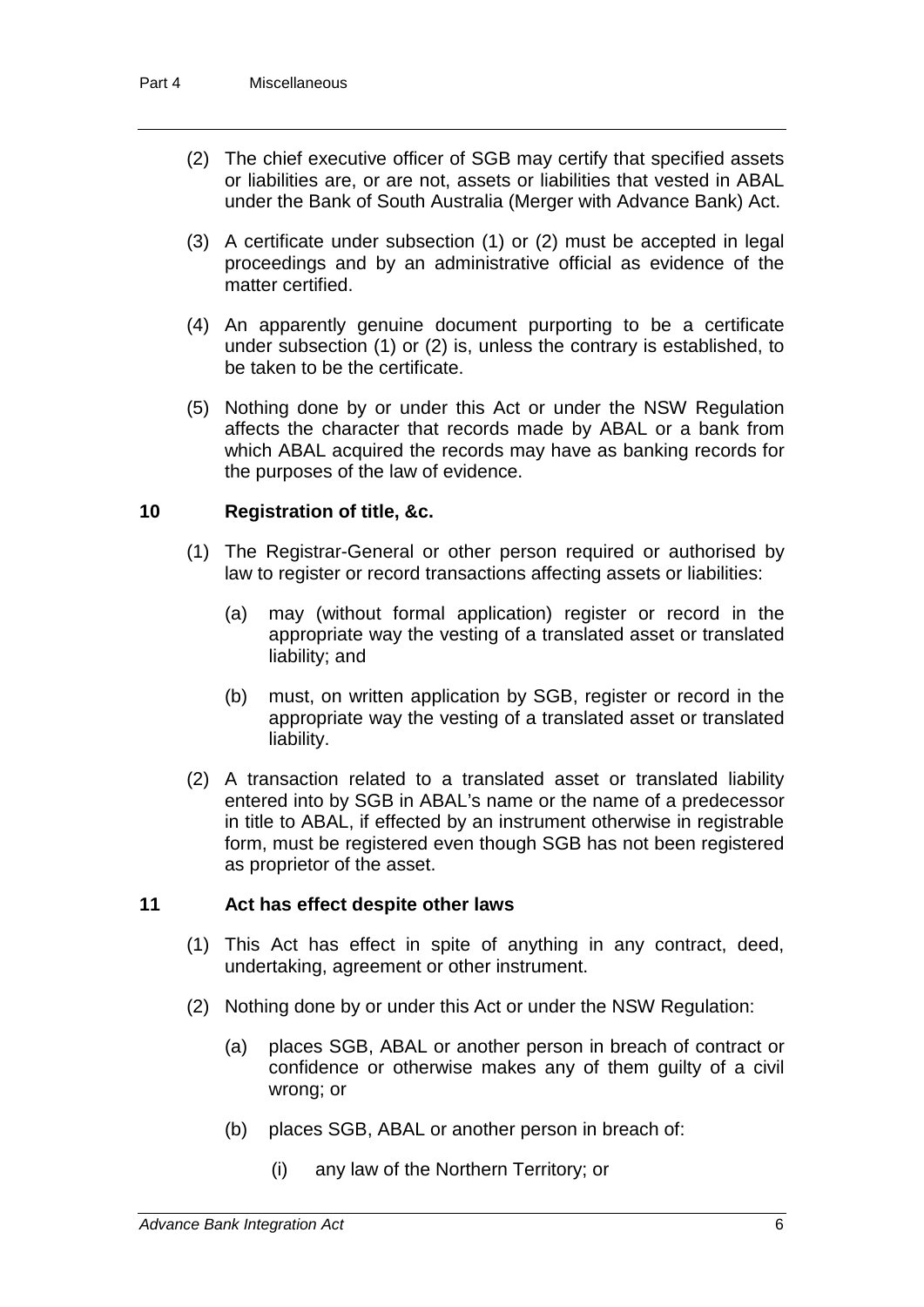(2) The chief executive officer of SGB may certify that specified assets or liabilities are, or are not, assets or liabilities that vested in ABAL under the Bank of South Australia (Merger with Advance Bank) Act.

(3) A certificate under subsection (1) or (2) must be accepted in legal proceedings and by an administrative official as evidence of the matter certified.

(4) An apparently genuine document purporting to be a certificate under subsection (1) or (2) is, unless the contrary is established, to be taken to be the certificate.

(5) Nothing done by or under this Act or under the NSW Regulation affects the character that records made by ABAL or a bank from which ABAL acquired the records may have as banking records for the purposes of the law of evidence.

### 10 Registration of title, &c.

(1) The Registrar-General or other person required or authorised by law to register or record transactions affecting assets or liabilities:

(a) may (without formal application) register or record in the appropriate way the vesting of a translated asset or translated liability; and

(b) must, on written application by SGB, register or record in the appropriate way the vesting of a translated asset or translated liability.

(2) A transaction related to a translated asset or translated liability entered into by SGB in ABAL's name or the name of a predecessor in title to ABAL, if effected by an instrument otherwise in registrable form, must be registered even though SGB has not been registered as proprietor of the asset.

### 11 Act has effect despite other laws

(1) This Act has effect in spite of anything in any contract, deed, undertaking, agreement or other instrument.

(2) Nothing done by or under this Act or under the NSW Regulation:

(a) places SGB, ABAL or another person in breach of contract or confidence or otherwise makes any of them guilty of a civil wrong; or

(b) places SGB, ABAL or another person in breach of:

(i) any law of the Northern Territory; or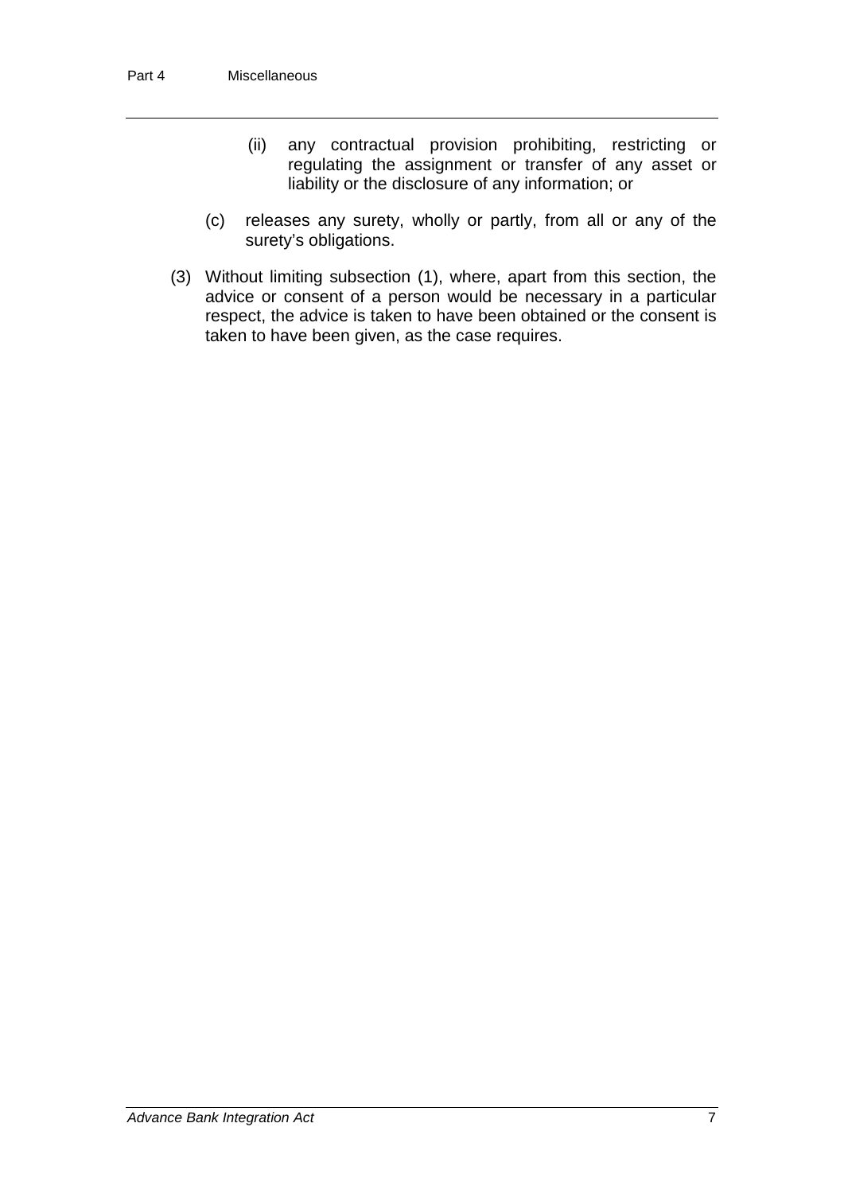(ii) any contractual provision prohibiting, restricting or regulating the assignment or transfer of any asset or liability or the disclosure of any information; or

(c) releases any surety, wholly or partly, from all or any of the surety's obligations.

(3) Without limiting subsection (1), where, apart from this section, the advice or consent of a person would be necessary in a particular respect, the advice is taken to have been obtained or the consent is taken to have been given, as the case requires.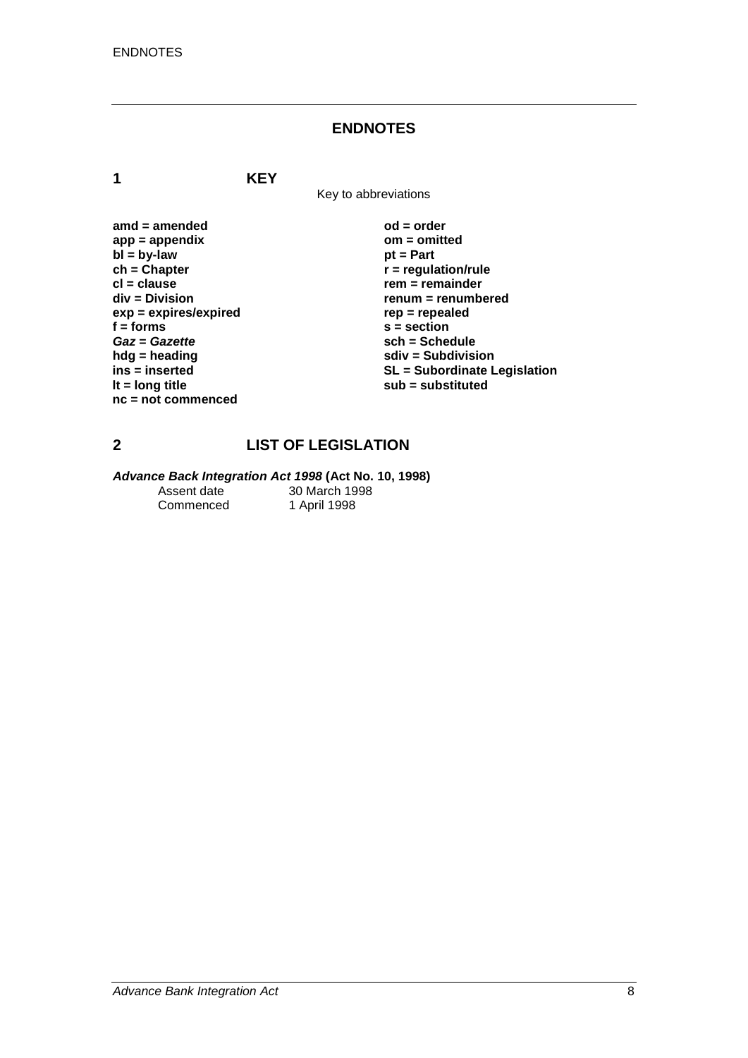# ENDNOTES

## 1 KEY

Key to abbreviations

**amd = amended**
**app = appendix**
**bl = by-law**
**ch = Chapter**
**cl = clause**
**div = Division**
**exp = expires/expired**
**f = forms**
***Gaz* = *Gazette***
**hdg = heading**
**ins = inserted**
**lt = long title**
**nc = not commenced**
**od = order**
**om = omitted**
**pt = Part**
**r = regulation/rule**
**rem = remainder**
**renum = renumbered**
**rep = repealed**
**s = section**
**sch = Schedule**
**sdiv = Subdivision**
**SL = Subordinate Legislation**
**sub = substituted**

## 2 LIST OF LEGISLATION

***Advance Back Integration Act 1998* (Act No. 10, 1998)**

| | |
|---|---|
| Assent date | 30 March 1998 |
| Commenced | 1 April 1998 |